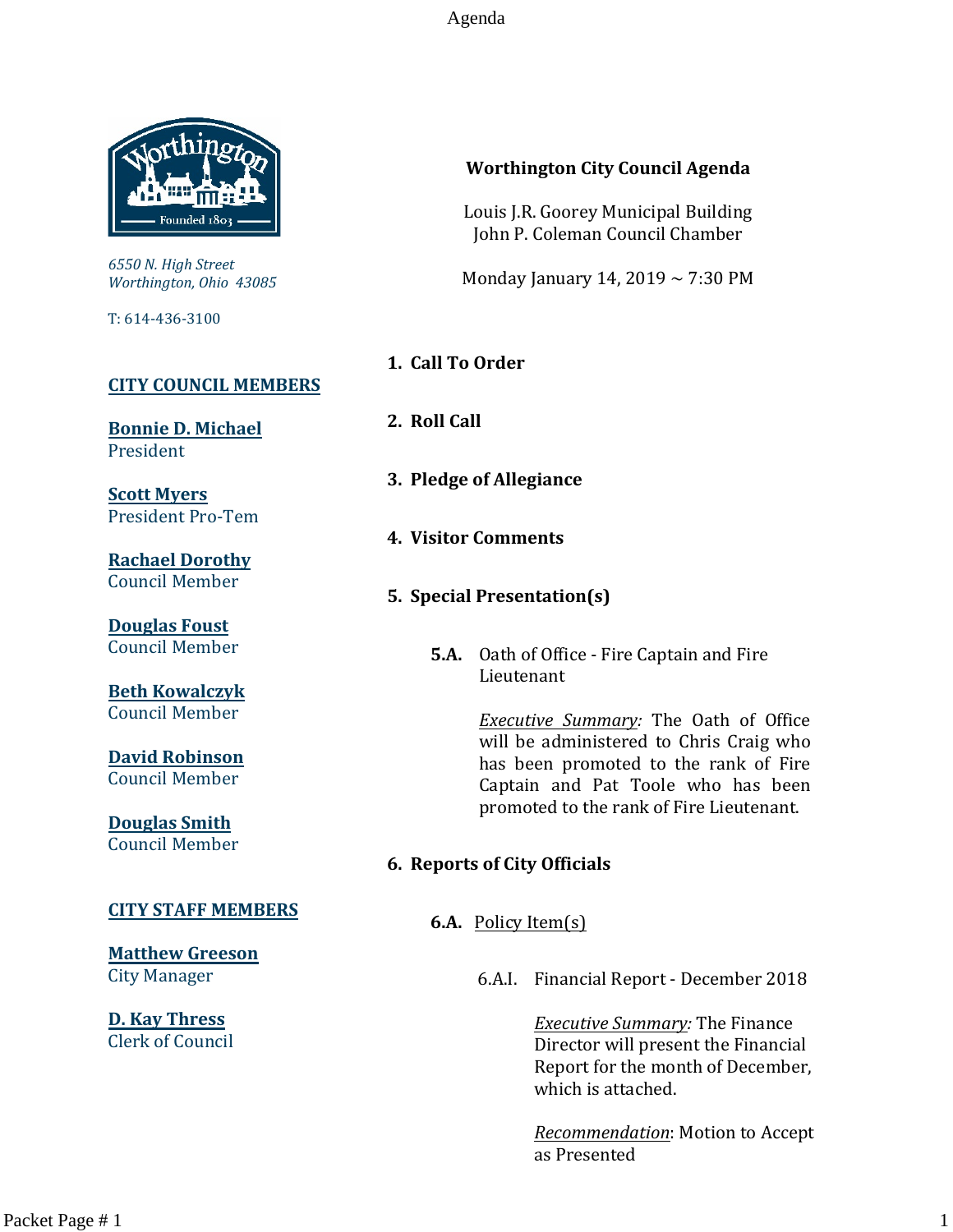Worthington
Founded 1803

*6550 N. High Street*
*Worthington, Ohio 43085*

T: 614-436-3100

**CITY COUNCIL MEMBERS**

**Bonnie D. Michael**
President

**Scott Myers**
President Pro-Tem

**Rachael Dorothy**
Council Member

**Douglas Foust**
Council Member

**Beth Kowalczyk**
Council Member

**David Robinson**
Council Member

**Douglas Smith**
Council Member

**CITY STAFF MEMBERS**

**Matthew Greeson**
City Manager

**D. Kay Thress**
Clerk of Council

# Worthington City Council Agenda

Louis J.R. Goorey Municipal Building
John P. Coleman Council Chamber

Monday January 14, 2019 ~ 7:30 PM

## 1. Call To Order

## 2. Roll Call

## 3. Pledge of Allegiance

## 4. Visitor Comments

## 5. Special Presentation(s)

**5.A.** Oath of Office - Fire Captain and Fire Lieutenant

*Executive Summary:* The Oath of Office will be administered to Chris Craig who has been promoted to the rank of Fire Captain and Pat Toole who has been promoted to the rank of Fire Lieutenant.

## 6. Reports of City Officials

**6.A.** Policy Item(s)

6.A.I. Financial Report - December 2018

*Executive Summary:* The Finance Director will present the Financial Report for the month of December, which is attached.

*Recommendation*: Motion to Accept as Presented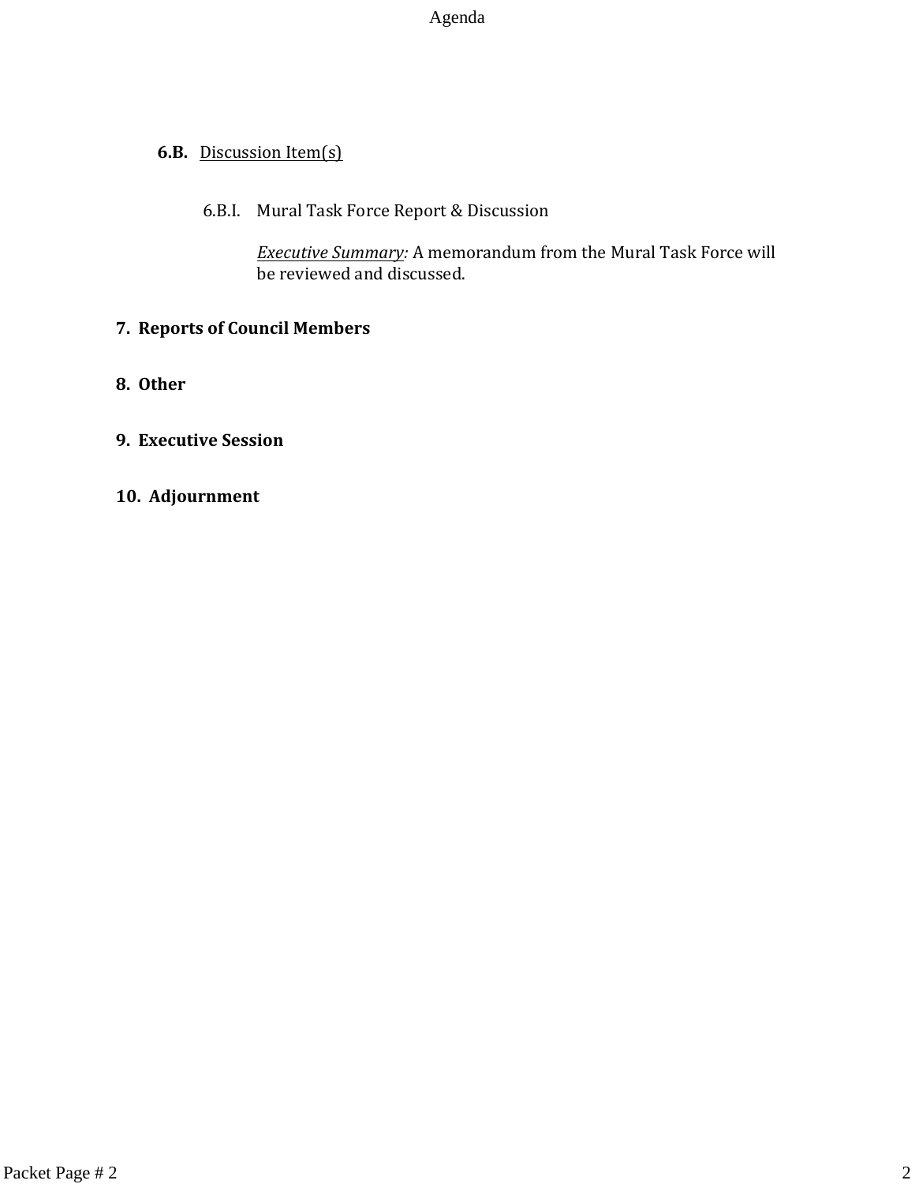**6.B.** Discussion Item(s)

6.B.I. Mural Task Force Report & Discussion

*Executive Summary:* A memorandum from the Mural Task Force will be reviewed and discussed.

**7. Reports of Council Members**

**8. Other**

**9. Executive Session**

**10. Adjournment**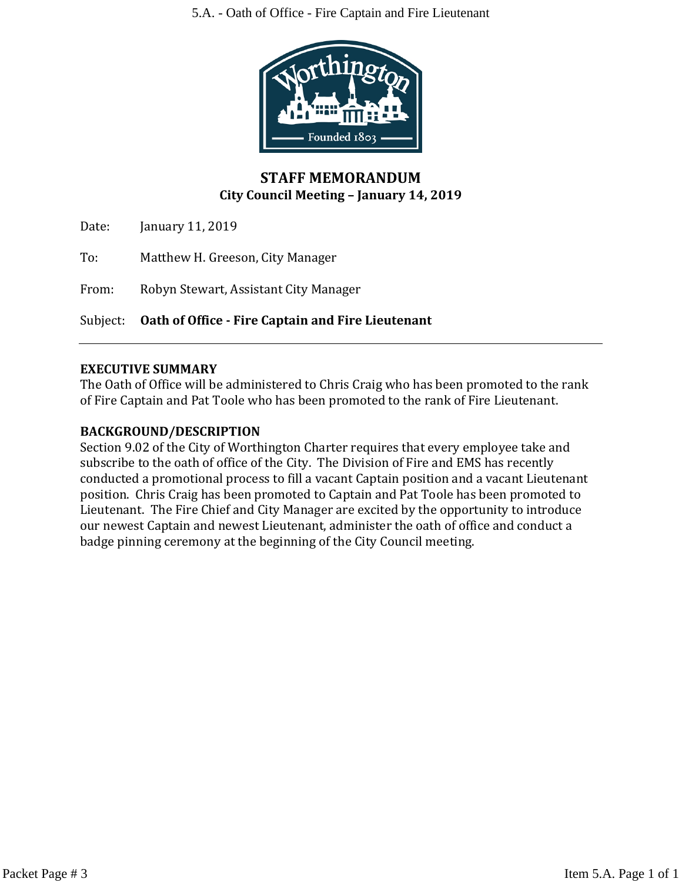## STAFF MEMORANDUM

**City Council Meeting – January 14, 2019**

Date: January 11, 2019

To: Matthew H. Greeson, City Manager

From: Robyn Stewart, Assistant City Manager

Subject: **Oath of Office - Fire Captain and Fire Lieutenant**

---

**EXECUTIVE SUMMARY**

The Oath of Office will be administered to Chris Craig who has been promoted to the rank of Fire Captain and Pat Toole who has been promoted to the rank of Fire Lieutenant.

**BACKGROUND/DESCRIPTION**

Section 9.02 of the City of Worthington Charter requires that every employee take and subscribe to the oath of office of the City. The Division of Fire and EMS has recently conducted a promotional process to fill a vacant Captain position and a vacant Lieutenant position. Chris Craig has been promoted to Captain and Pat Toole has been promoted to Lieutenant. The Fire Chief and City Manager are excited by the opportunity to introduce our newest Captain and newest Lieutenant, administer the oath of office and conduct a badge pinning ceremony at the beginning of the City Council meeting.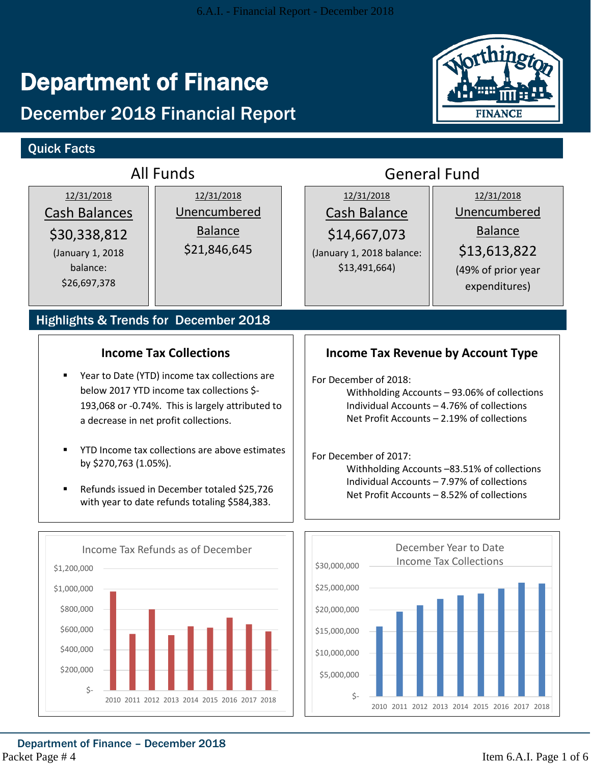# Department of Finance

## December 2018 Financial Report

### Quick Facts

| All Funds | | General Fund | |
|---|---|---|---|
| 12/31/2018 Cash Balances | 12/31/2018 Unencumbered Balance | 12/31/2018 Cash Balance | 12/31/2018 Unencumbered Balance |
| $30,338,812 (January 1, 2018 balance: $26,697,378 | $21,846,645 | $14,667,073 (January 1, 2018 balance: $13,491,664) | $13,613,822 (49% of prior year expenditures) |

### Highlights & Trends for December 2018

#### Income Tax Collections

- Year to Date (YTD) income tax collections are below 2017 YTD income tax collections $-193,068 or -0.74%. This is largely attributed to a decrease in net profit collections.
- YTD Income tax collections are above estimates by $270,763 (1.05%).
- Refunds issued in December totaled $25,726 with year to date refunds totaling $584,383.

#### Income Tax Revenue by Account Type

For December of 2018:
- Withholding Accounts – 93.06% of collections
- Individual Accounts – 4.76% of collections
- Net Profit Accounts – 2.19% of collections

For December of 2017:
- Withholding Accounts –83.51% of collections
- Individual Accounts – 7.97% of collections
- Net Profit Accounts – 8.52% of collections

Income Tax Refunds as of December

December Year to Date Income Tax Collections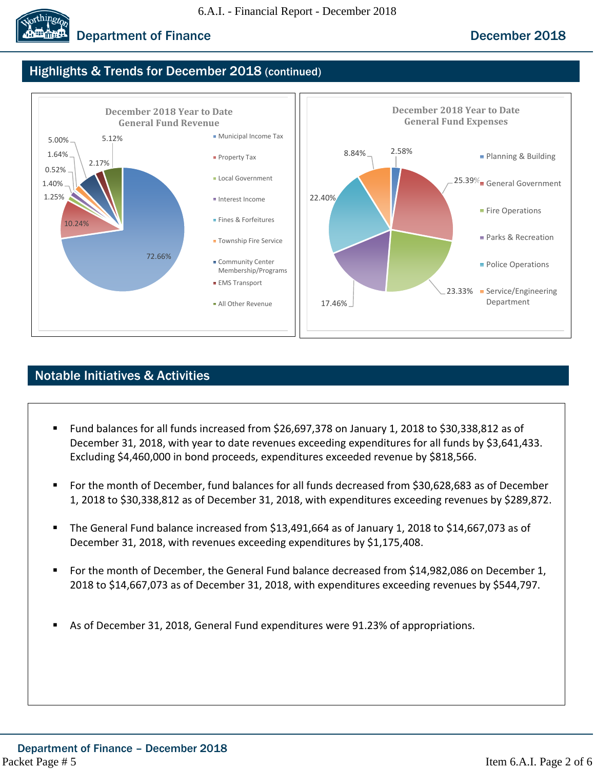## Highlights & Trends for December 2018 (continued)

**December 2018 Year to Date General Fund Revenue**

| Category | Percent |
| --- | --- |
| Municipal Income Tax | 72.66% |
| Property Tax | 10.24% |
| Local Government | 1.25% |
| Interest Income | 1.40% |
| Fines & Forfeitures | 0.52% |
| Township Fire Service | 1.64% |
| Community Center Membership/Programs | 5.00% |
| EMS Transport | 2.17% |
| All Other Revenue | 5.12% |

**December 2018 Year to Date General Fund Expenses**

| Category | Percent |
| --- | --- |
| Planning & Building | 2.58% |
| General Government | 25.39% |
| Fire Operations | 23.33% |
| Parks & Recreation | 17.46% |
| Police Operations | 22.40% |
| Service/Engineering Department | 8.84% |

## Notable Initiatives & Activities

- Fund balances for all funds increased from $26,697,378 on January 1, 2018 to $30,338,812 as of December 31, 2018, with year to date revenues exceeding expenditures for all funds by $3,641,433. Excluding $4,460,000 in bond proceeds, expenditures exceeded revenue by $818,566.

- For the month of December, fund balances for all funds decreased from $30,628,683 as of December 1, 2018 to $30,338,812 as of December 31, 2018, with expenditures exceeding revenues by $289,872.

- The General Fund balance increased from $13,491,664 as of January 1, 2018 to $14,667,073 as of December 31, 2018, with revenues exceeding expenditures by $1,175,408.

- For the month of December, the General Fund balance decreased from $14,982,086 on December 1, 2018 to $14,667,073 as of December 31, 2018, with expenditures exceeding revenues by $544,797.

- As of December 31, 2018, General Fund expenditures were 91.23% of appropriations.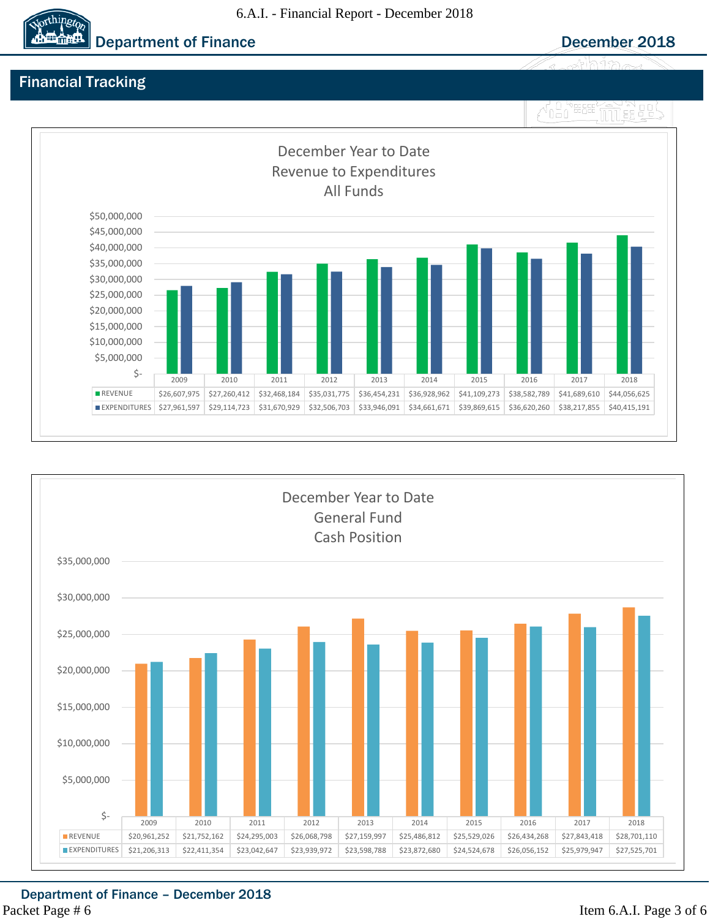## Financial Tracking

### December Year to Date Revenue to Expenditures All Funds

| | 2009 | 2010 | 2011 | 2012 | 2013 | 2014 | 2015 | 2016 | 2017 | 2018 |
|---|---|---|---|---|---|---|---|---|---|---|
| REVENUE | $26,607,975 | $27,260,412 | $32,468,184 | $35,031,775 | $36,454,231 | $36,928,962 | $41,109,273 | $38,582,789 | $41,689,610 | $44,056,625 |
| EXPENDITURES | $27,961,597 | $29,114,723 | $31,670,929 | $32,506,703 | $33,946,091 | $34,661,671 | $39,869,615 | $36,620,260 | $38,217,855 | $40,415,191 |

### December Year to Date General Fund Cash Position

| | 2009 | 2010 | 2011 | 2012 | 2013 | 2014 | 2015 | 2016 | 2017 | 2018 |
|---|---|---|---|---|---|---|---|---|---|---|
| REVENUE | $20,961,252 | $21,752,162 | $24,295,003 | $26,068,798 | $27,159,997 | $25,486,812 | $25,529,026 | $26,434,268 | $27,843,418 | $28,701,110 |
| EXPENDITURES | $21,206,313 | $22,411,354 | $23,042,647 | $23,939,972 | $23,598,788 | $23,872,680 | $24,524,678 | $26,056,152 | $25,979,947 | $27,525,701 |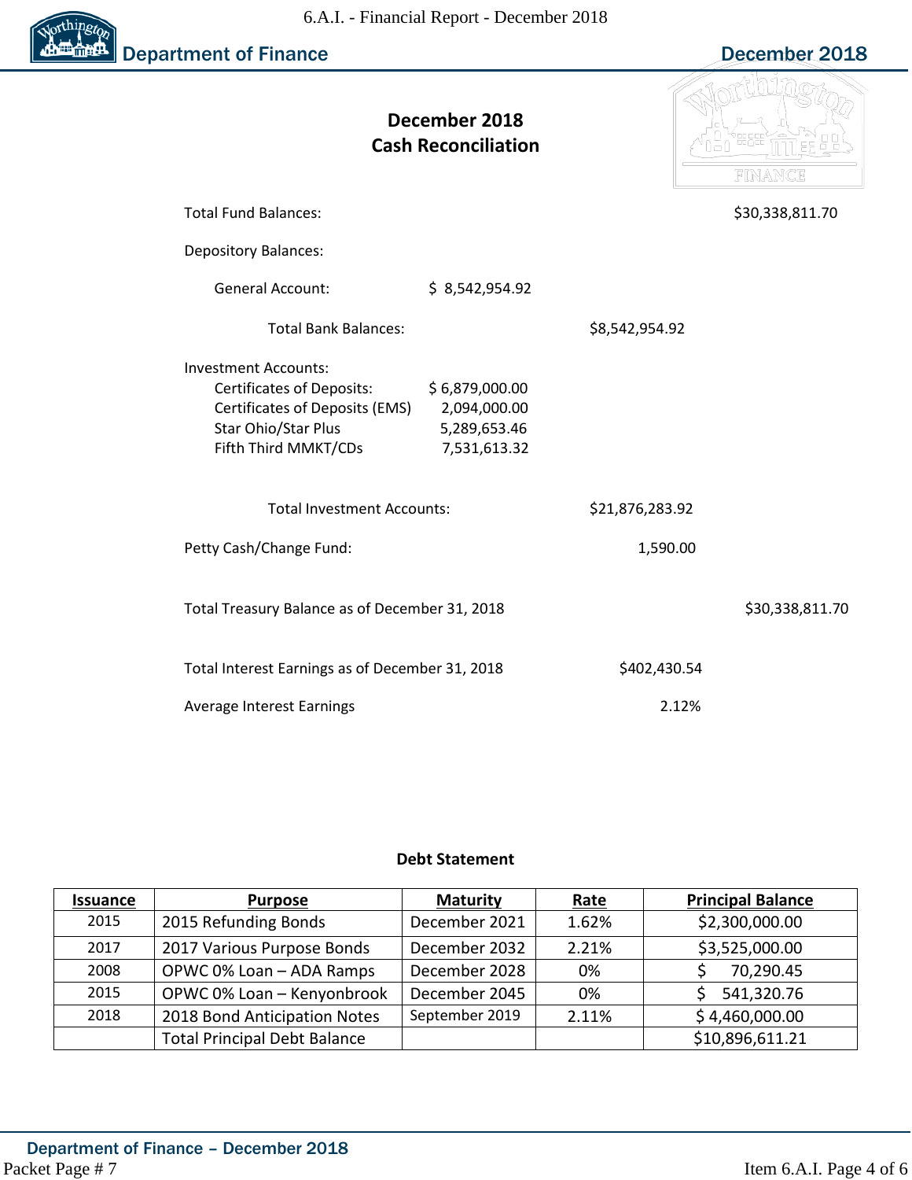## December 2018
## Cash Reconciliation

| | | | |
|---|---|---|---|
| Total Fund Balances: | | | $30,338,811.70 |
| Depository Balances: | | | |
| General Account: | $ 8,542,954.92 | | |
| Total Bank Balances: | | $8,542,954.92 | |
| Investment Accounts: | | | |
| Certificates of Deposits: | $ 6,879,000.00 | | |
| Certificates of Deposits (EMS) | 2,094,000.00 | | |
| Star Ohio/Star Plus | 5,289,653.46 | | |
| Fifth Third MMKT/CDs | 7,531,613.32 | | |
| Total Investment Accounts: | | $21,876,283.92 | |
| Petty Cash/Change Fund: | | 1,590.00 | |
| Total Treasury Balance as of December 31, 2018 | | | $30,338,811.70 |
| Total Interest Earnings as of December 31, 2018 | | $402,430.54 | |
| Average Interest Earnings | | 2.12% | |

### Debt Statement

| Issuance | Purpose | Maturity | Rate | Principal Balance |
|---|---|---|---|---|
| 2015 | 2015 Refunding Bonds | December 2021 | 1.62% | $2,300,000.00 |
| 2017 | 2017 Various Purpose Bonds | December 2032 | 2.21% | $3,525,000.00 |
| 2008 | OPWC 0% Loan – ADA Ramps | December 2028 | 0% | $ 70,290.45 |
| 2015 | OPWC 0% Loan – Kenyonbrook | December 2045 | 0% | $ 541,320.76 |
| 2018 | 2018 Bond Anticipation Notes | September 2019 | 2.11% | $ 4,460,000.00 |
| | Total Principal Debt Balance | | | $10,896,611.21 |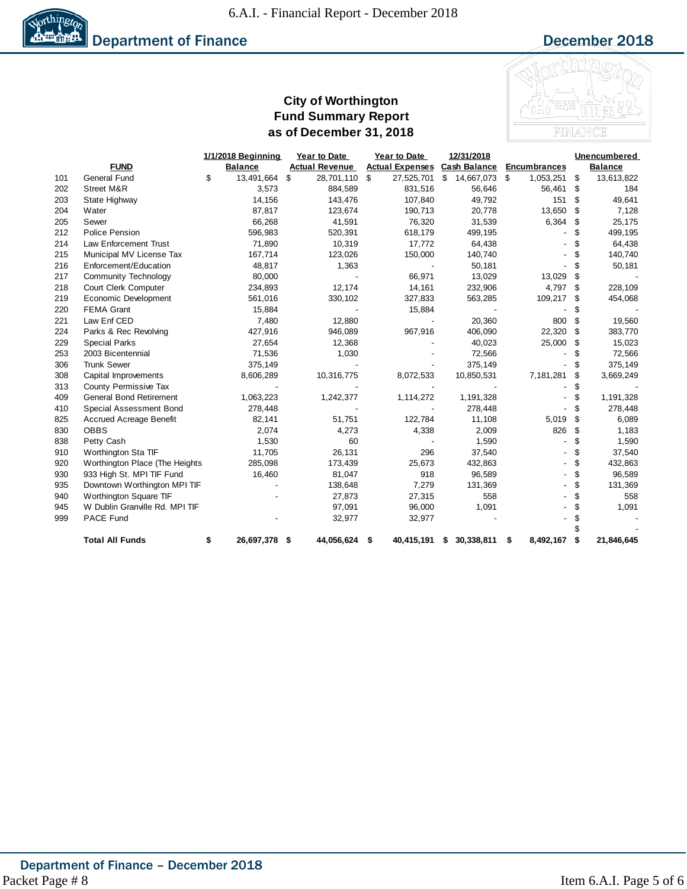# City of Worthington
## Fund Summary Report
### as of December 31, 2018

| | FUND | 1/1/2018 Beginning Balance | Year to Date Actual Revenue | Year to Date Actual Expenses | 12/31/2018 Cash Balance | Encumbrances | Unencumbered Balance |
|---|---|---|---|---|---|---|---|
| 101 | General Fund | $ 13,491,664 | $ 28,701,110 | $ 27,525,701 | $ 14,667,073 | $ 1,053,251 | $ 13,613,822 |
| 202 | Street M&R | 3,573 | 884,589 | 831,516 | 56,646 | 56,461 | $ 184 |
| 203 | State Highway | 14,156 | 143,476 | 107,840 | 49,792 | 151 | $ 49,641 |
| 204 | Water | 87,817 | 123,674 | 190,713 | 20,778 | 13,650 | $ 7,128 |
| 205 | Sewer | 66,268 | 41,591 | 76,320 | 31,539 | 6,364 | $ 25,175 |
| 212 | Police Pension | 596,983 | 520,391 | 618,179 | 499,195 | - | $ 499,195 |
| 214 | Law Enforcement Trust | 71,890 | 10,319 | 17,772 | 64,438 | - | $ 64,438 |
| 215 | Municipal MV License Tax | 167,714 | 123,026 | 150,000 | 140,740 | - | $ 140,740 |
| 216 | Enforcement/Education | 48,817 | 1,363 | - | 50,181 | - | $ 50,181 |
| 217 | Community Technology | 80,000 | - | 66,971 | 13,029 | 13,029 | $ - |
| 218 | Court Clerk Computer | 234,893 | 12,174 | 14,161 | 232,906 | 4,797 | $ 228,109 |
| 219 | Economic Development | 561,016 | 330,102 | 327,833 | 563,285 | 109,217 | $ 454,068 |
| 220 | FEMA Grant | 15,884 | - | 15,884 | - | - | $ - |
| 221 | Law Enf CED | 7,480 | 12,880 | - | 20,360 | 800 | $ 19,560 |
| 224 | Parks & Rec Revolving | 427,916 | 946,089 | 967,916 | 406,090 | 22,320 | $ 383,770 |
| 229 | Special Parks | 27,654 | 12,368 | - | 40,023 | 25,000 | $ 15,023 |
| 253 | 2003 Bicentennial | 71,536 | 1,030 | - | 72,566 | - | $ 72,566 |
| 306 | Trunk Sewer | 375,149 | - | - | 375,149 | - | $ 375,149 |
| 308 | Capital Improvements | 8,606,289 | 10,316,775 | 8,072,533 | 10,850,531 | 7,181,281 | $ 3,669,249 |
| 313 | County Permissive Tax | - | - | - | - | - | $ - |
| 409 | General Bond Retirement | 1,063,223 | 1,242,377 | 1,114,272 | 1,191,328 | - | $ 1,191,328 |
| 410 | Special Assessment Bond | 278,448 | - | - | 278,448 | - | $ 278,448 |
| 825 | Accrued Acreage Benefit | 82,141 | 51,751 | 122,784 | 11,108 | 5,019 | $ 6,089 |
| 830 | OBBS | 2,074 | 4,273 | 4,338 | 2,009 | 826 | $ 1,183 |
| 838 | Petty Cash | 1,530 | 60 | - | 1,590 | - | $ 1,590 |
| 910 | Worthington Sta TIF | 11,705 | 26,131 | 296 | 37,540 | - | $ 37,540 |
| 920 | Worthington Place (The Heights | 285,098 | 173,439 | 25,673 | 432,863 | - | $ 432,863 |
| 930 | 933 High St. MPI TIF Fund | 16,460 | 81,047 | 918 | 96,589 | - | $ 96,589 |
| 935 | Downtown Worthington MPI TIF | - | 138,648 | 7,279 | 131,369 | - | $ 131,369 |
| 940 | Worthington Square TIF | - | 27,873 | 27,315 | 558 | - | $ 558 |
| 945 | W Dublin Granville Rd. MPI TIF | | 97,091 | 96,000 | 1,091 | - | $ 1,091 |
| 999 | PACE Fund | - | 32,977 | 32,977 | - | - | $ - |
| | | | | | | | $ - |
| | **Total All Funds** | **$ 26,697,378** | **$ 44,056,624** | **$ 40,415,191** | **$ 30,338,811** | **$ 8,492,167** | **$ 21,846,645** |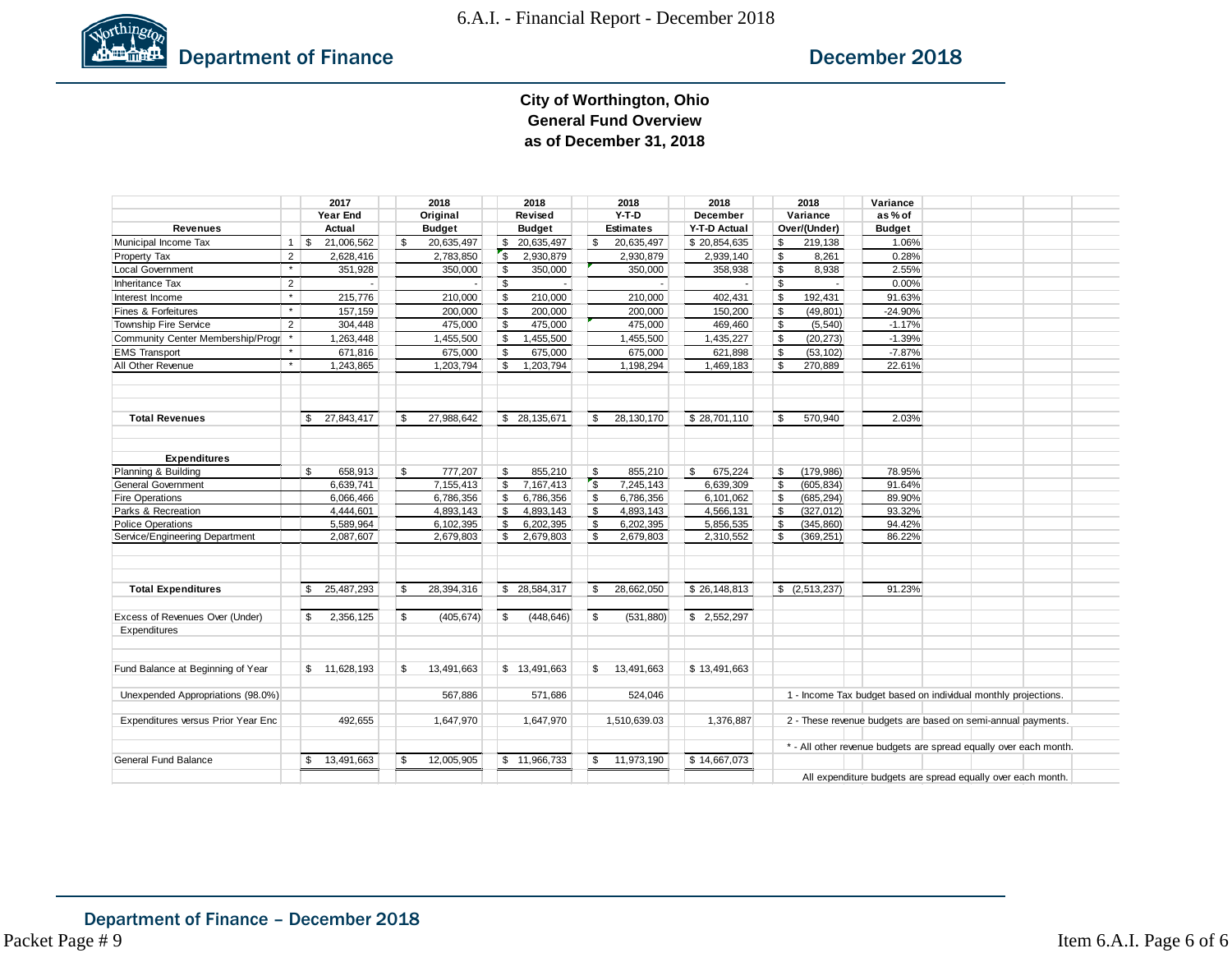6.A.I. - Financial Report - December 2018

## Department of Finance — December 2018

### City of Worthington, Ohio
### General Fund Overview
### as of December 31, 2018

| Revenues | | 2017 Year End Actual | 2018 Original Budget | 2018 Revised Budget | 2018 Y-T-D Estimates | 2018 December Y-T-D Actual | 2018 Variance Over/(Under) | Variance as % of Budget |
|---|---|---|---|---|---|---|---|---|
| Municipal Income Tax | 1 | $ 21,006,562 | $ 20,635,497 | $ 20,635,497 | $ 20,635,497 | $ 20,854,635 | $ 219,138 | 1.06% |
| Property Tax | 2 | 2,628,416 | 2,783,850 | $ 2,930,879 | 2,930,879 | 2,939,140 | $ 8,261 | 0.28% |
| Local Government | * | 351,928 | 350,000 | $ 350,000 | 350,000 | 358,938 | $ 8,938 | 2.55% |
| Inheritance Tax | 2 | - | - | $ - | - | - | $ - | 0.00% |
| Interest Income | * | 215,776 | 210,000 | $ 210,000 | 210,000 | 402,431 | $ 192,431 | 91.63% |
| Fines & Forfeitures | * | 157,159 | 200,000 | $ 200,000 | 200,000 | 150,200 | $ (49,801) | -24.90% |
| Township Fire Service | 2 | 304,448 | 475,000 | $ 475,000 | 475,000 | 469,460 | $ (5,540) | -1.17% |
| Community Center Membership/Progr | * | 1,263,448 | 1,455,500 | $ 1,455,500 | 1,455,500 | 1,435,227 | $ (20,273) | -1.39% |
| EMS Transport | * | 671,816 | 675,000 | $ 675,000 | 675,000 | 621,898 | $ (53,102) | -7.87% |
| All Other Revenue | * | 1,243,865 | 1,203,794 | $ 1,203,794 | 1,198,294 | 1,469,183 | $ 270,889 | 22.61% |
| **Total Revenues** | | $ 27,843,417 | $ 27,988,642 | $ 28,135,671 | $ 28,130,170 | $ 28,701,110 | $ 570,940 | 2.03% |
| **Expenditures** | | | | | | | | |
| Planning & Building | | $ 658,913 | $ 777,207 | $ 855,210 | $ 855,210 | $ 675,224 | $ (179,986) | 78.95% |
| General Government | | 6,639,741 | 7,155,413 | $ 7,167,413 | $ 7,245,143 | 6,639,309 | $ (605,834) | 91.64% |
| Fire Operations | | 6,066,466 | 6,786,356 | $ 6,786,356 | $ 6,786,356 | 6,101,062 | $ (685,294) | 89.90% |
| Parks & Recreation | | 4,444,601 | 4,893,143 | $ 4,893,143 | $ 4,893,143 | 4,566,131 | $ (327,012) | 93.32% |
| Police Operations | | 5,589,964 | 6,102,395 | $ 6,202,395 | $ 6,202,395 | 5,856,535 | $ (345,860) | 94.42% |
| Service/Engineering Department | | 2,087,607 | 2,679,803 | $ 2,679,803 | $ 2,679,803 | 2,310,552 | $ (369,251) | 86.22% |
| **Total Expenditures** | | $ 25,487,293 | $ 28,394,316 | $ 28,584,317 | $ 28,662,050 | $ 26,148,813 | $ (2,513,237) | 91.23% |
| Excess of Revenues Over (Under) Expenditures | | $ 2,356,125 | $ (405,674) | $ (448,646) | $ (531,880) | $ 2,552,297 | | |
| Fund Balance at Beginning of Year | | $ 11,628,193 | $ 13,491,663 | $ 13,491,663 | $ 13,491,663 | $ 13,491,663 | | |
| Unexpended Appropriations (98.0%) | | | 567,886 | 571,686 | 524,046 | | | |
| Expenditures versus Prior Year Enc | | 492,655 | 1,647,970 | 1,647,970 | 1,510,639.03 | 1,376,887 | | |
| General Fund Balance | | $ 13,491,663 | $ 12,005,905 | $ 11,966,733 | $ 11,973,190 | $ 14,667,073 | | |

1 - Income Tax budget based on individual monthly projections.

2 - These revenue budgets are based on semi-annual payments.

* - All other revenue budgets are spread equally over each month.

All expenditure budgets are spread equally over each month.

Department of Finance – December 2018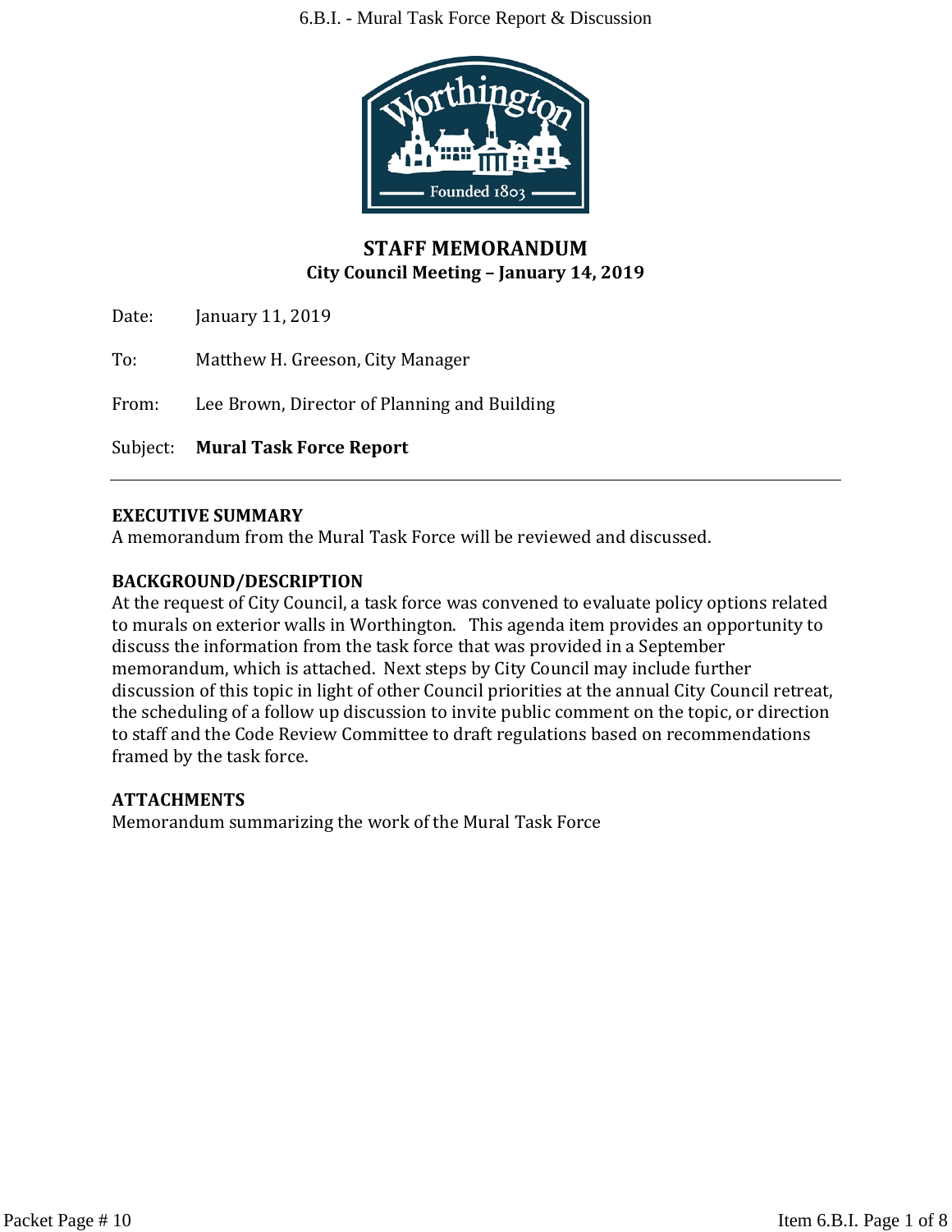# STAFF MEMORANDUM

**City Council Meeting – January 14, 2019**

Date: January 11, 2019

To: Matthew H. Greeson, City Manager

From: Lee Brown, Director of Planning and Building

Subject: **Mural Task Force Report**

---

**EXECUTIVE SUMMARY**

A memorandum from the Mural Task Force will be reviewed and discussed.

**BACKGROUND/DESCRIPTION**

At the request of City Council, a task force was convened to evaluate policy options related to murals on exterior walls in Worthington. This agenda item provides an opportunity to discuss the information from the task force that was provided in a September memorandum, which is attached. Next steps by City Council may include further discussion of this topic in light of other Council priorities at the annual City Council retreat, the scheduling of a follow up discussion to invite public comment on the topic, or direction to staff and the Code Review Committee to draft regulations based on recommendations framed by the task force.

**ATTACHMENTS**

Memorandum summarizing the work of the Mural Task Force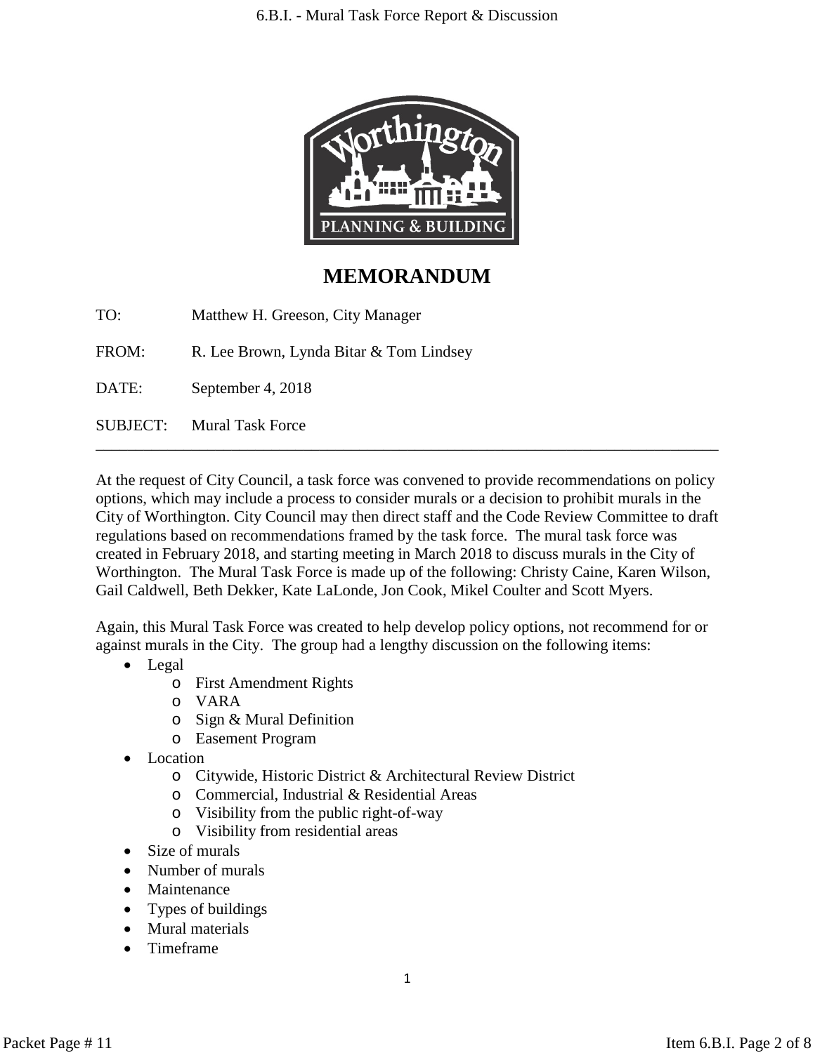# MEMORANDUM

TO: Matthew H. Greeson, City Manager

FROM: R. Lee Brown, Lynda Bitar & Tom Lindsey

DATE: September 4, 2018

SUBJECT: Mural Task Force

---

At the request of City Council, a task force was convened to provide recommendations on policy options, which may include a process to consider murals or a decision to prohibit murals in the City of Worthington. City Council may then direct staff and the Code Review Committee to draft regulations based on recommendations framed by the task force. The mural task force was created in February 2018, and starting meeting in March 2018 to discuss murals in the City of Worthington. The Mural Task Force is made up of the following: Christy Caine, Karen Wilson, Gail Caldwell, Beth Dekker, Kate LaLonde, Jon Cook, Mikel Coulter and Scott Myers.

Again, this Mural Task Force was created to help develop policy options, not recommend for or against murals in the City. The group had a lengthy discussion on the following items:

- Legal
  - First Amendment Rights
  - VARA
  - Sign & Mural Definition
  - Easement Program
- Location
  - Citywide, Historic District & Architectural Review District
  - Commercial, Industrial & Residential Areas
  - Visibility from the public right-of-way
  - Visibility from residential areas
- Size of murals
- Number of murals
- Maintenance
- Types of buildings
- Mural materials
- Timeframe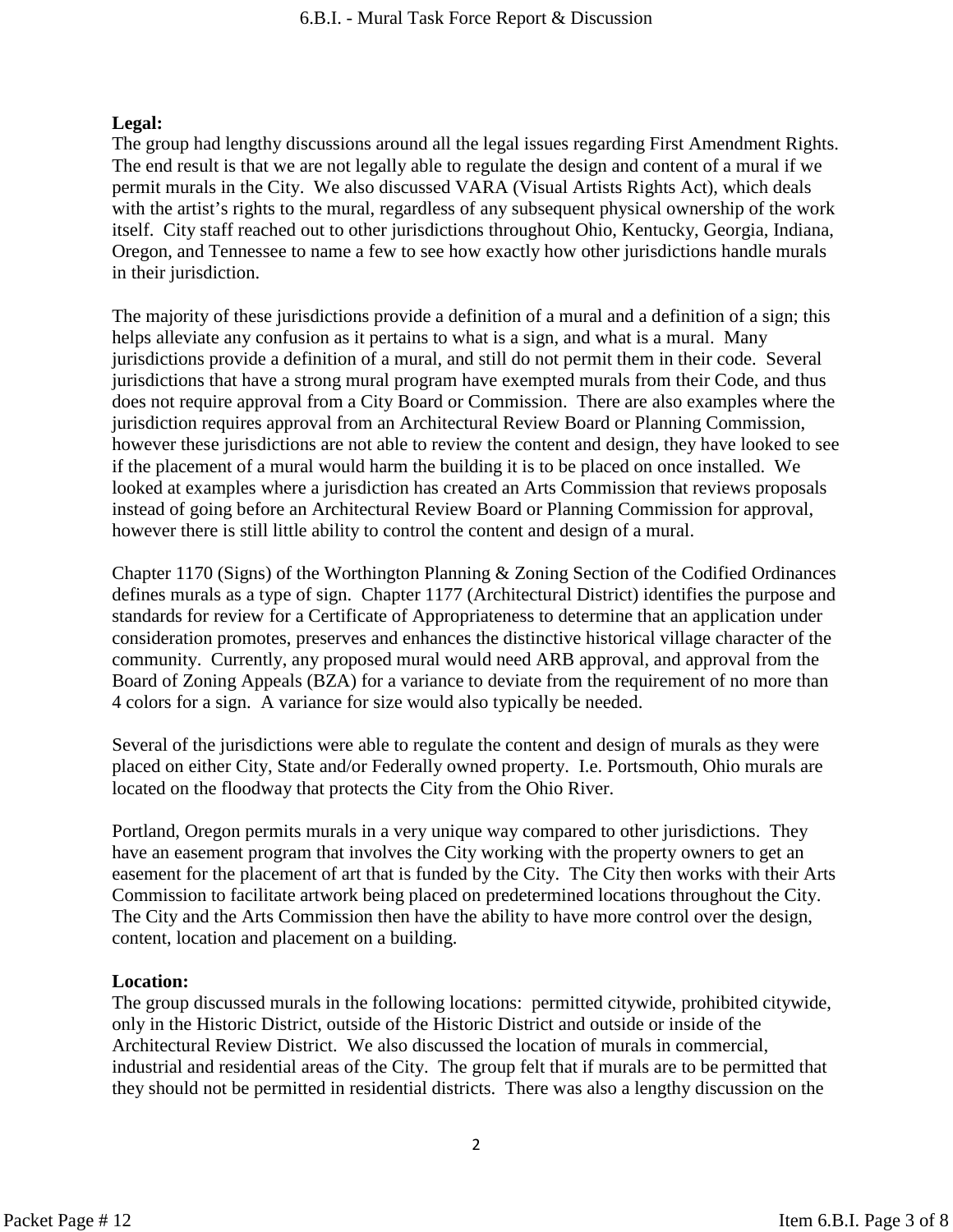**Legal:**
The group had lengthy discussions around all the legal issues regarding First Amendment Rights. The end result is that we are not legally able to regulate the design and content of a mural if we permit murals in the City. We also discussed VARA (Visual Artists Rights Act), which deals with the artist's rights to the mural, regardless of any subsequent physical ownership of the work itself. City staff reached out to other jurisdictions throughout Ohio, Kentucky, Georgia, Indiana, Oregon, and Tennessee to name a few to see how exactly how other jurisdictions handle murals in their jurisdiction.

The majority of these jurisdictions provide a definition of a mural and a definition of a sign; this helps alleviate any confusion as it pertains to what is a sign, and what is a mural. Many jurisdictions provide a definition of a mural, and still do not permit them in their code. Several jurisdictions that have a strong mural program have exempted murals from their Code, and thus does not require approval from a City Board or Commission. There are also examples where the jurisdiction requires approval from an Architectural Review Board or Planning Commission, however these jurisdictions are not able to review the content and design, they have looked to see if the placement of a mural would harm the building it is to be placed on once installed. We looked at examples where a jurisdiction has created an Arts Commission that reviews proposals instead of going before an Architectural Review Board or Planning Commission for approval, however there is still little ability to control the content and design of a mural.

Chapter 1170 (Signs) of the Worthington Planning & Zoning Section of the Codified Ordinances defines murals as a type of sign. Chapter 1177 (Architectural District) identifies the purpose and standards for review for a Certificate of Appropriateness to determine that an application under consideration promotes, preserves and enhances the distinctive historical village character of the community. Currently, any proposed mural would need ARB approval, and approval from the Board of Zoning Appeals (BZA) for a variance to deviate from the requirement of no more than 4 colors for a sign. A variance for size would also typically be needed.

Several of the jurisdictions were able to regulate the content and design of murals as they were placed on either City, State and/or Federally owned property. I.e. Portsmouth, Ohio murals are located on the floodway that protects the City from the Ohio River.

Portland, Oregon permits murals in a very unique way compared to other jurisdictions. They have an easement program that involves the City working with the property owners to get an easement for the placement of art that is funded by the City. The City then works with their Arts Commission to facilitate artwork being placed on predetermined locations throughout the City. The City and the Arts Commission then have the ability to have more control over the design, content, location and placement on a building.

**Location:**
The group discussed murals in the following locations: permitted citywide, prohibited citywide, only in the Historic District, outside of the Historic District and outside or inside of the Architectural Review District. We also discussed the location of murals in commercial, industrial and residential areas of the City. The group felt that if murals are to be permitted that they should not be permitted in residential districts. There was also a lengthy discussion on the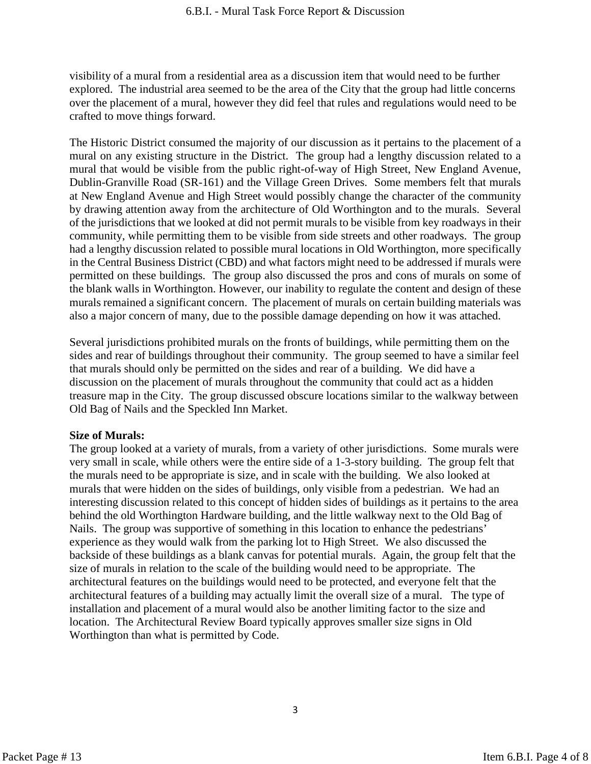visibility of a mural from a residential area as a discussion item that would need to be further explored. The industrial area seemed to be the area of the City that the group had little concerns over the placement of a mural, however they did feel that rules and regulations would need to be crafted to move things forward.

The Historic District consumed the majority of our discussion as it pertains to the placement of a mural on any existing structure in the District. The group had a lengthy discussion related to a mural that would be visible from the public right-of-way of High Street, New England Avenue, Dublin-Granville Road (SR-161) and the Village Green Drives. Some members felt that murals at New England Avenue and High Street would possibly change the character of the community by drawing attention away from the architecture of Old Worthington and to the murals. Several of the jurisdictions that we looked at did not permit murals to be visible from key roadways in their community, while permitting them to be visible from side streets and other roadways. The group had a lengthy discussion related to possible mural locations in Old Worthington, more specifically in the Central Business District (CBD) and what factors might need to be addressed if murals were permitted on these buildings. The group also discussed the pros and cons of murals on some of the blank walls in Worthington. However, our inability to regulate the content and design of these murals remained a significant concern. The placement of murals on certain building materials was also a major concern of many, due to the possible damage depending on how it was attached.

Several jurisdictions prohibited murals on the fronts of buildings, while permitting them on the sides and rear of buildings throughout their community. The group seemed to have a similar feel that murals should only be permitted on the sides and rear of a building. We did have a discussion on the placement of murals throughout the community that could act as a hidden treasure map in the City. The group discussed obscure locations similar to the walkway between Old Bag of Nails and the Speckled Inn Market.

**Size of Murals:**

The group looked at a variety of murals, from a variety of other jurisdictions. Some murals were very small in scale, while others were the entire side of a 1-3-story building. The group felt that the murals need to be appropriate is size, and in scale with the building. We also looked at murals that were hidden on the sides of buildings, only visible from a pedestrian. We had an interesting discussion related to this concept of hidden sides of buildings as it pertains to the area behind the old Worthington Hardware building, and the little walkway next to the Old Bag of Nails. The group was supportive of something in this location to enhance the pedestrians' experience as they would walk from the parking lot to High Street. We also discussed the backside of these buildings as a blank canvas for potential murals. Again, the group felt that the size of murals in relation to the scale of the building would need to be appropriate. The architectural features on the buildings would need to be protected, and everyone felt that the architectural features of a building may actually limit the overall size of a mural. The type of installation and placement of a mural would also be another limiting factor to the size and location. The Architectural Review Board typically approves smaller size signs in Old Worthington than what is permitted by Code.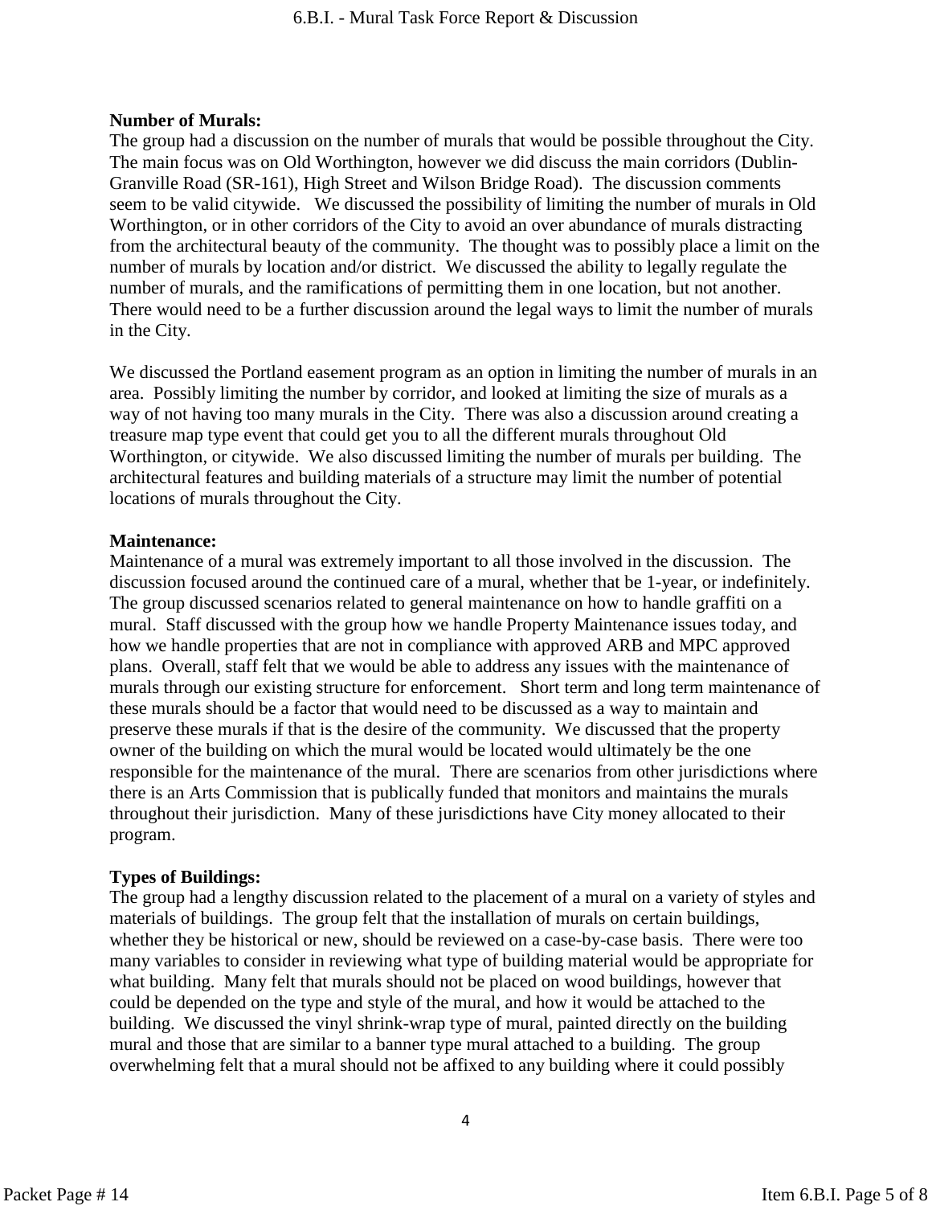**Number of Murals:**
The group had a discussion on the number of murals that would be possible throughout the City. The main focus was on Old Worthington, however we did discuss the main corridors (Dublin-Granville Road (SR-161), High Street and Wilson Bridge Road). The discussion comments seem to be valid citywide. We discussed the possibility of limiting the number of murals in Old Worthington, or in other corridors of the City to avoid an over abundance of murals distracting from the architectural beauty of the community. The thought was to possibly place a limit on the number of murals by location and/or district. We discussed the ability to legally regulate the number of murals, and the ramifications of permitting them in one location, but not another. There would need to be a further discussion around the legal ways to limit the number of murals in the City.

We discussed the Portland easement program as an option in limiting the number of murals in an area. Possibly limiting the number by corridor, and looked at limiting the size of murals as a way of not having too many murals in the City. There was also a discussion around creating a treasure map type event that could get you to all the different murals throughout Old Worthington, or citywide. We also discussed limiting the number of murals per building. The architectural features and building materials of a structure may limit the number of potential locations of murals throughout the City.

**Maintenance:**
Maintenance of a mural was extremely important to all those involved in the discussion. The discussion focused around the continued care of a mural, whether that be 1-year, or indefinitely. The group discussed scenarios related to general maintenance on how to handle graffiti on a mural. Staff discussed with the group how we handle Property Maintenance issues today, and how we handle properties that are not in compliance with approved ARB and MPC approved plans. Overall, staff felt that we would be able to address any issues with the maintenance of murals through our existing structure for enforcement. Short term and long term maintenance of these murals should be a factor that would need to be discussed as a way to maintain and preserve these murals if that is the desire of the community. We discussed that the property owner of the building on which the mural would be located would ultimately be the one responsible for the maintenance of the mural. There are scenarios from other jurisdictions where there is an Arts Commission that is publically funded that monitors and maintains the murals throughout their jurisdiction. Many of these jurisdictions have City money allocated to their program.

**Types of Buildings:**
The group had a lengthy discussion related to the placement of a mural on a variety of styles and materials of buildings. The group felt that the installation of murals on certain buildings, whether they be historical or new, should be reviewed on a case-by-case basis. There were too many variables to consider in reviewing what type of building material would be appropriate for what building. Many felt that murals should not be placed on wood buildings, however that could be depended on the type and style of the mural, and how it would be attached to the building. We discussed the vinyl shrink-wrap type of mural, painted directly on the building mural and those that are similar to a banner type mural attached to a building. The group overwhelming felt that a mural should not be affixed to any building where it could possibly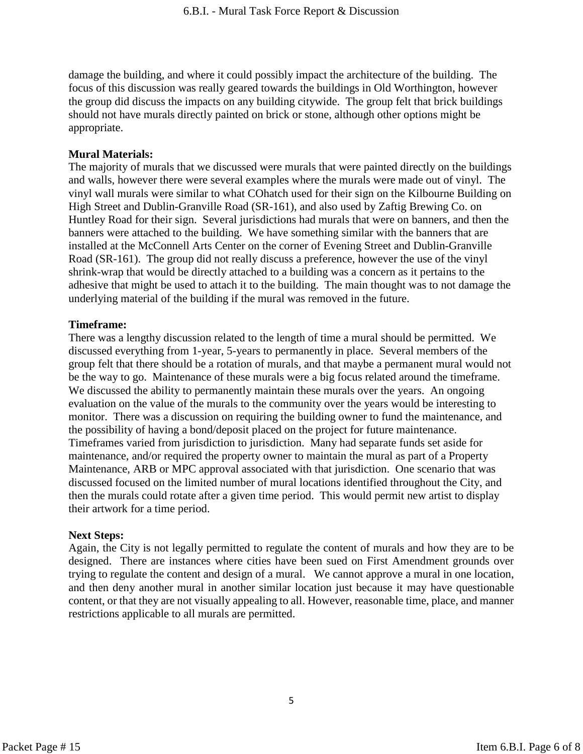damage the building, and where it could possibly impact the architecture of the building. The focus of this discussion was really geared towards the buildings in Old Worthington, however the group did discuss the impacts on any building citywide. The group felt that brick buildings should not have murals directly painted on brick or stone, although other options might be appropriate.

**Mural Materials:**
The majority of murals that we discussed were murals that were painted directly on the buildings and walls, however there were several examples where the murals were made out of vinyl. The vinyl wall murals were similar to what COhatch used for their sign on the Kilbourne Building on High Street and Dublin-Granville Road (SR-161), and also used by Zaftig Brewing Co. on Huntley Road for their sign. Several jurisdictions had murals that were on banners, and then the banners were attached to the building. We have something similar with the banners that are installed at the McConnell Arts Center on the corner of Evening Street and Dublin-Granville Road (SR-161). The group did not really discuss a preference, however the use of the vinyl shrink-wrap that would be directly attached to a building was a concern as it pertains to the adhesive that might be used to attach it to the building. The main thought was to not damage the underlying material of the building if the mural was removed in the future.

**Timeframe:**
There was a lengthy discussion related to the length of time a mural should be permitted. We discussed everything from 1-year, 5-years to permanently in place. Several members of the group felt that there should be a rotation of murals, and that maybe a permanent mural would not be the way to go. Maintenance of these murals were a big focus related around the timeframe. We discussed the ability to permanently maintain these murals over the years. An ongoing evaluation on the value of the murals to the community over the years would be interesting to monitor. There was a discussion on requiring the building owner to fund the maintenance, and the possibility of having a bond/deposit placed on the project for future maintenance. Timeframes varied from jurisdiction to jurisdiction. Many had separate funds set aside for maintenance, and/or required the property owner to maintain the mural as part of a Property Maintenance, ARB or MPC approval associated with that jurisdiction. One scenario that was discussed focused on the limited number of mural locations identified throughout the City, and then the murals could rotate after a given time period. This would permit new artist to display their artwork for a time period.

**Next Steps:**
Again, the City is not legally permitted to regulate the content of murals and how they are to be designed. There are instances where cities have been sued on First Amendment grounds over trying to regulate the content and design of a mural. We cannot approve a mural in one location, and then deny another mural in another similar location just because it may have questionable content, or that they are not visually appealing to all. However, reasonable time, place, and manner restrictions applicable to all murals are permitted.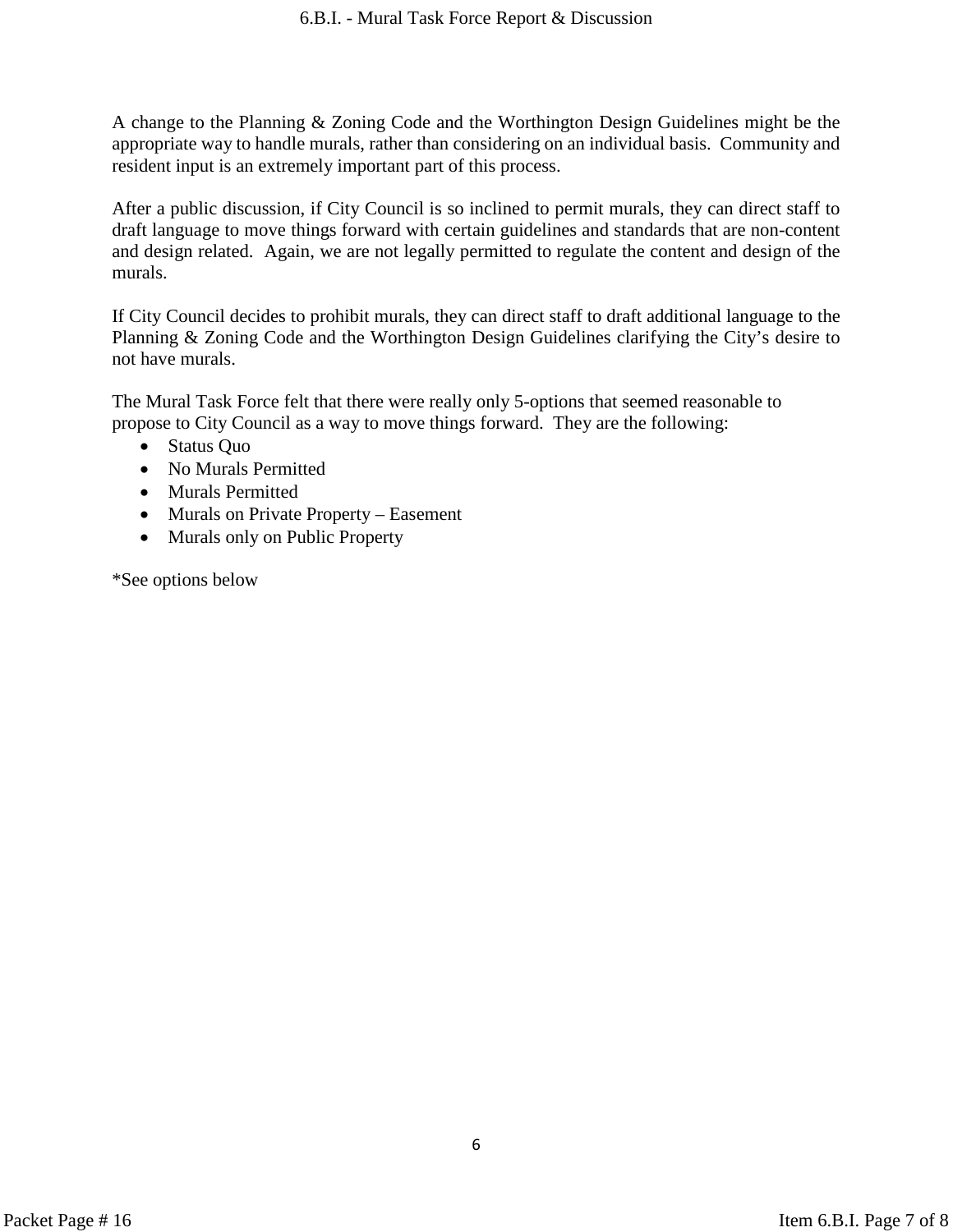A change to the Planning & Zoning Code and the Worthington Design Guidelines might be the appropriate way to handle murals, rather than considering on an individual basis. Community and resident input is an extremely important part of this process.

After a public discussion, if City Council is so inclined to permit murals, they can direct staff to draft language to move things forward with certain guidelines and standards that are non-content and design related. Again, we are not legally permitted to regulate the content and design of the murals.

If City Council decides to prohibit murals, they can direct staff to draft additional language to the Planning & Zoning Code and the Worthington Design Guidelines clarifying the City's desire to not have murals.

The Mural Task Force felt that there were really only 5-options that seemed reasonable to propose to City Council as a way to move things forward. They are the following:

- Status Quo
- No Murals Permitted
- Murals Permitted
- Murals on Private Property – Easement
- Murals only on Public Property

*See options below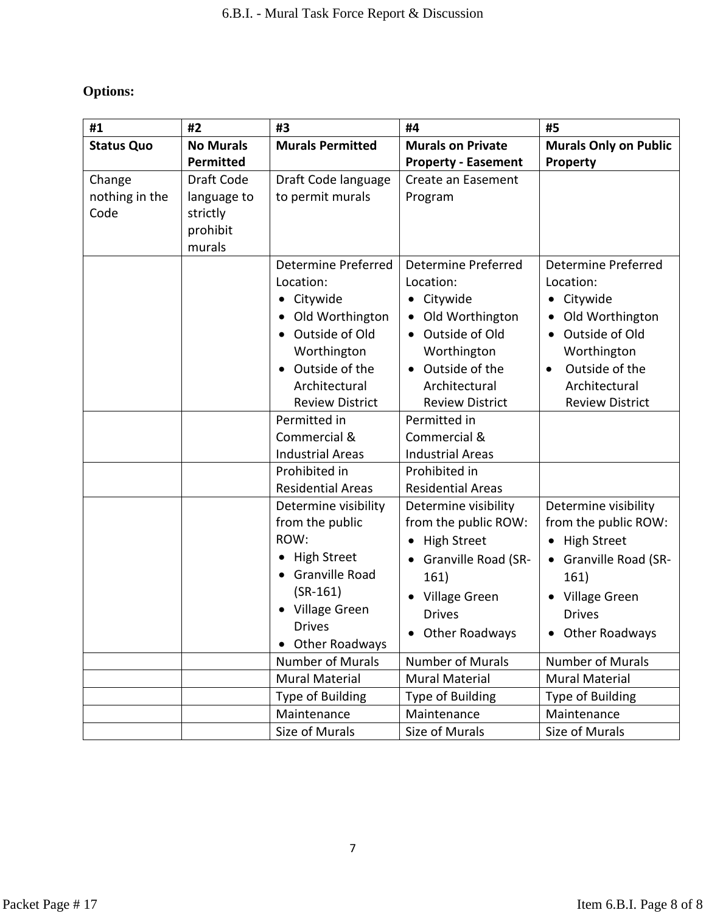**Options:**

| #1 | #2 | #3 | #4 | #5 |
|---|---|---|---|---|
| **Status Quo** | **No Murals Permitted** | **Murals Permitted** | **Murals on Private Property - Easement** | **Murals Only on Public Property** |
| Change nothing in the Code | Draft Code language to strictly prohibit murals | Draft Code language to permit murals | Create an Easement Program | |
| | | Determine Preferred Location:<br>• Citywide<br>• Old Worthington<br>• Outside of Old Worthington<br>• Outside of the Architectural Review District | Determine Preferred Location:<br>• Citywide<br>• Old Worthington<br>• Outside of Old Worthington<br>• Outside of the Architectural Review District | Determine Preferred Location:<br>• Citywide<br>• Old Worthington<br>• Outside of Old Worthington<br>• Outside of the Architectural Review District |
| | | Permitted in Commercial & Industrial Areas | Permitted in Commercial & Industrial Areas | |
| | | Prohibited in Residential Areas | Prohibited in Residential Areas | |
| | | Determine visibility from the public ROW:<br>• High Street<br>• Granville Road (SR-161)<br>• Village Green Drives<br>• Other Roadways | Determine visibility from the public ROW:<br>• High Street<br>• Granville Road (SR-161)<br>• Village Green Drives<br>• Other Roadways | Determine visibility from the public ROW:<br>• High Street<br>• Granville Road (SR-161)<br>• Village Green Drives<br>• Other Roadways |
| | | Number of Murals | Number of Murals | Number of Murals |
| | | Mural Material | Mural Material | Mural Material |
| | | Type of Building | Type of Building | Type of Building |
| | | Maintenance | Maintenance | Maintenance |
| | | Size of Murals | Size of Murals | Size of Murals |